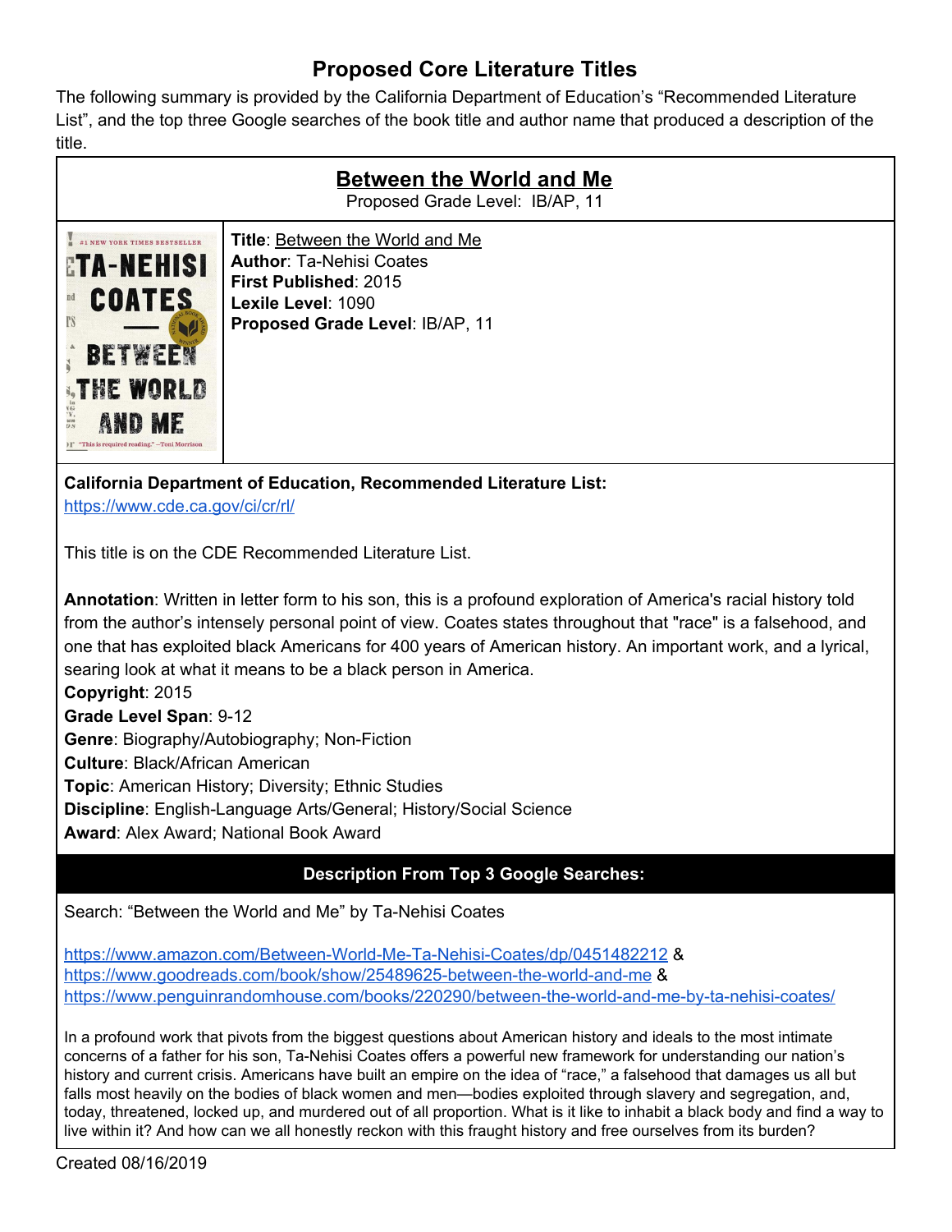# Proposed Core Literature Titles

The following summary is provided by the California Department of Education's "Recommended Literature List", and the top three Google searches of the book title and author name that produced a description of the title.

## Between the World and Me

Proposed Grade Level: IB/AP, 11

**Title**: Between the World and Me
**Author**: Ta-Nehisi Coates
**First Published**: 2015
**Lexile Level**: 1090
**Proposed Grade Level**: IB/AP, 11

**California Department of Education, Recommended Literature List:**
https://www.cde.ca.gov/ci/cr/rl/

This title is on the CDE Recommended Literature List.

**Annotation**: Written in letter form to his son, this is a profound exploration of America's racial history told from the author's intensely personal point of view. Coates states throughout that "race" is a falsehood, and one that has exploited black Americans for 400 years of American history. An important work, and a lyrical, searing look at what it means to be a black person in America.
**Copyright**: 2015
**Grade Level Span**: 9-12
**Genre**: Biography/Autobiography; Non-Fiction
**Culture**: Black/African American
**Topic**: American History; Diversity; Ethnic Studies
**Discipline**: English-Language Arts/General; History/Social Science
**Award**: Alex Award; National Book Award

### Description From Top 3 Google Searches:

Search: "Between the World and Me" by Ta-Nehisi Coates

https://www.amazon.com/Between-World-Me-Ta-Nehisi-Coates/dp/0451482212 &
https://www.goodreads.com/book/show/25489625-between-the-world-and-me &
https://www.penguinrandomhouse.com/books/220290/between-the-world-and-me-by-ta-nehisi-coates/

In a profound work that pivots from the biggest questions about American history and ideals to the most intimate concerns of a father for his son, Ta-Nehisi Coates offers a powerful new framework for understanding our nation's history and current crisis. Americans have built an empire on the idea of "race," a falsehood that damages us all but falls most heavily on the bodies of black women and men—bodies exploited through slavery and segregation, and, today, threatened, locked up, and murdered out of all proportion. What is it like to inhabit a black body and find a way to live within it? And how can we all honestly reckon with this fraught history and free ourselves from its burden?

Created 08/16/2019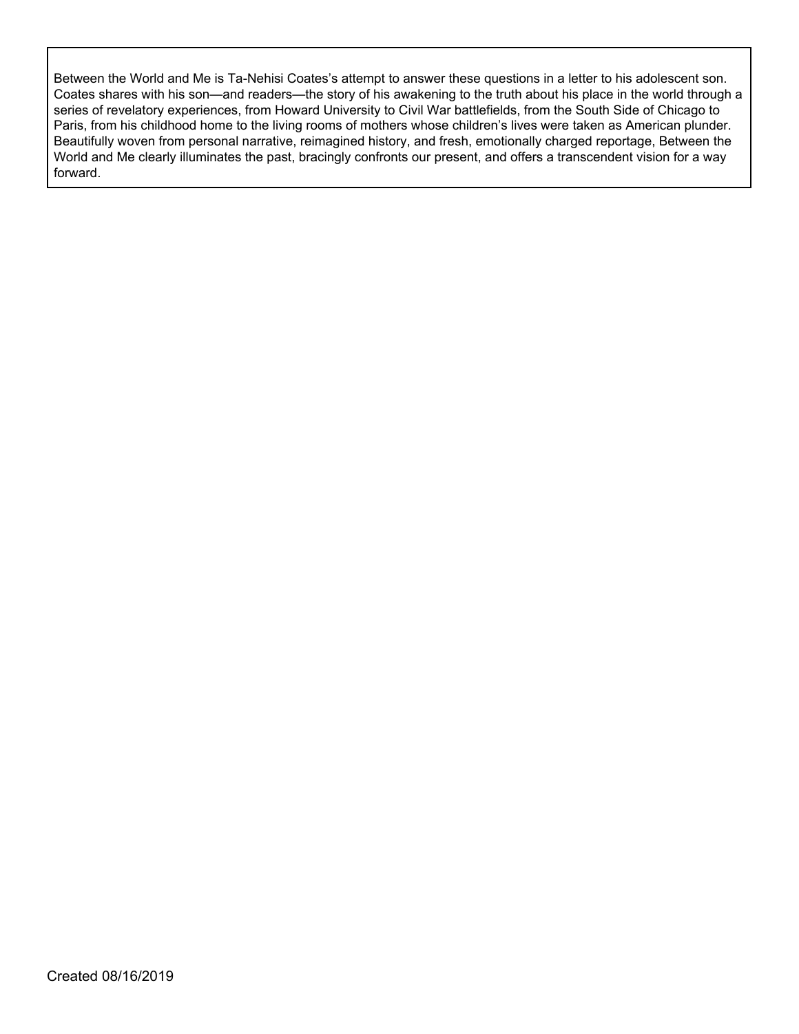Between the World and Me is Ta-Nehisi Coates's attempt to answer these questions in a letter to his adolescent son. Coates shares with his son—and readers—the story of his awakening to the truth about his place in the world through a series of revelatory experiences, from Howard University to Civil War battlefields, from the South Side of Chicago to Paris, from his childhood home to the living rooms of mothers whose children's lives were taken as American plunder. Beautifully woven from personal narrative, reimagined history, and fresh, emotionally charged reportage, Between the World and Me clearly illuminates the past, bracingly confronts our present, and offers a transcendent vision for a way forward.

Created 08/16/2019